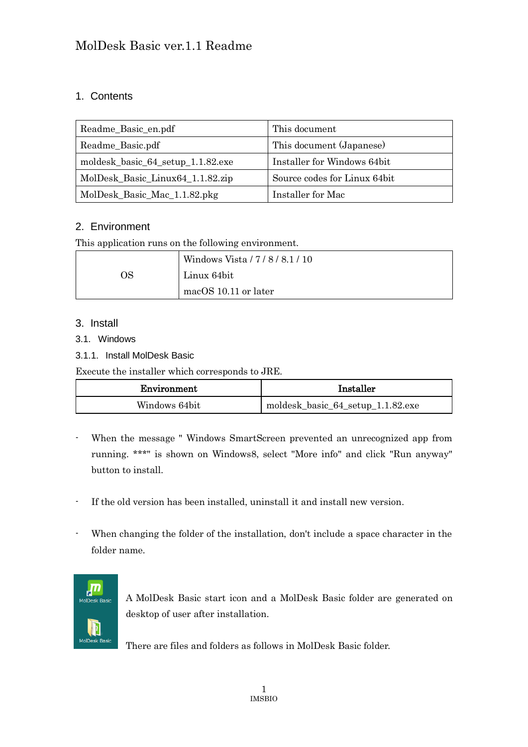MolDesk Basic ver.1.1 Readme

## 1. Contents

| | |
|---|---|
| Readme_Basic_en.pdf | This document |
| Readme_Basic.pdf | This document (Japanese) |
| moldesk_basic_64_setup_1.1.82.exe | Installer for Windows 64bit |
| MolDesk_Basic_Linux64_1.1.82.zip | Source codes for Linux 64bit |
| MolDesk_Basic_Mac_1.1.82.pkg | Installer for Mac |

## 2. Environment

This application runs on the following environment.

| | |
|---|---|
| OS | Windows Vista / 7 / 8 / 8.1 / 10<br>Linux 64bit<br>macOS 10.11 or later |

## 3. Install

### 3.1. Windows

#### 3.1.1. Install MolDesk Basic

Execute the installer which corresponds to JRE.

| Environment | Installer |
|---|---|
| Windows 64bit | moldesk_basic_64_setup_1.1.82.exe |

- When the message " Windows SmartScreen prevented an unrecognized app from running. ***" is shown on Windows8, select "More info" and click "Run anyway" button to install.
- If the old version has been installed, uninstall it and install new version.
- When changing the folder of the installation, don't include a space character in the folder name.

A MolDesk Basic start icon and a MolDesk Basic folder are generated on desktop of user after installation.

There are files and folders as follows in MolDesk Basic folder.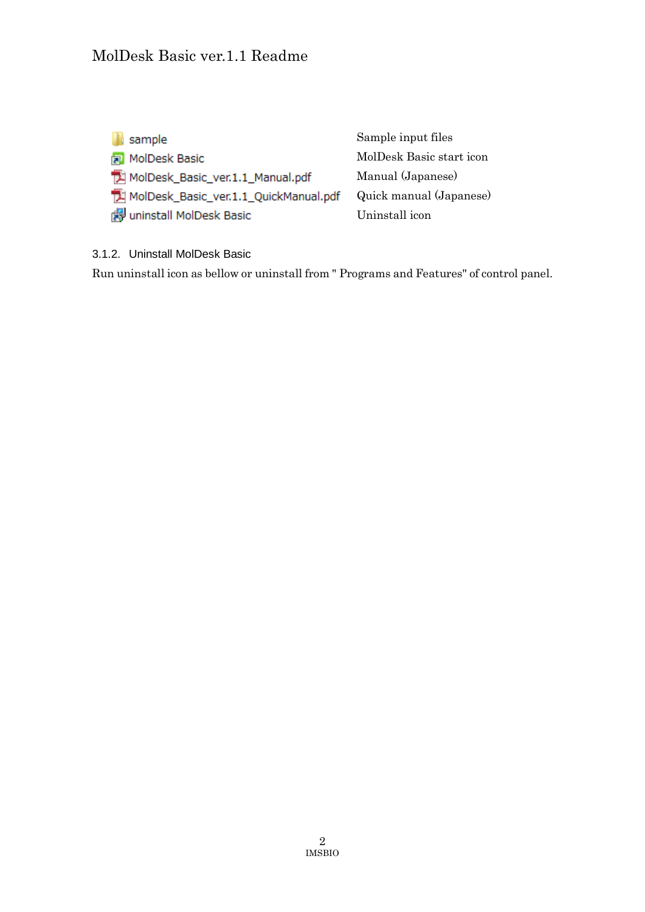| | |
|---|---|
| sample | Sample input files |
| MolDesk Basic | MolDesk Basic start icon |
| MolDesk_Basic_ver.1.1_Manual.pdf | Manual (Japanese) |
| MolDesk_Basic_ver.1.1_QuickManual.pdf | Quick manual (Japanese) |
| uninstall MolDesk Basic | Uninstall icon |

### 3.1.2. Uninstall MolDesk Basic

Run uninstall icon as bellow or uninstall from " Programs and Features" of control panel.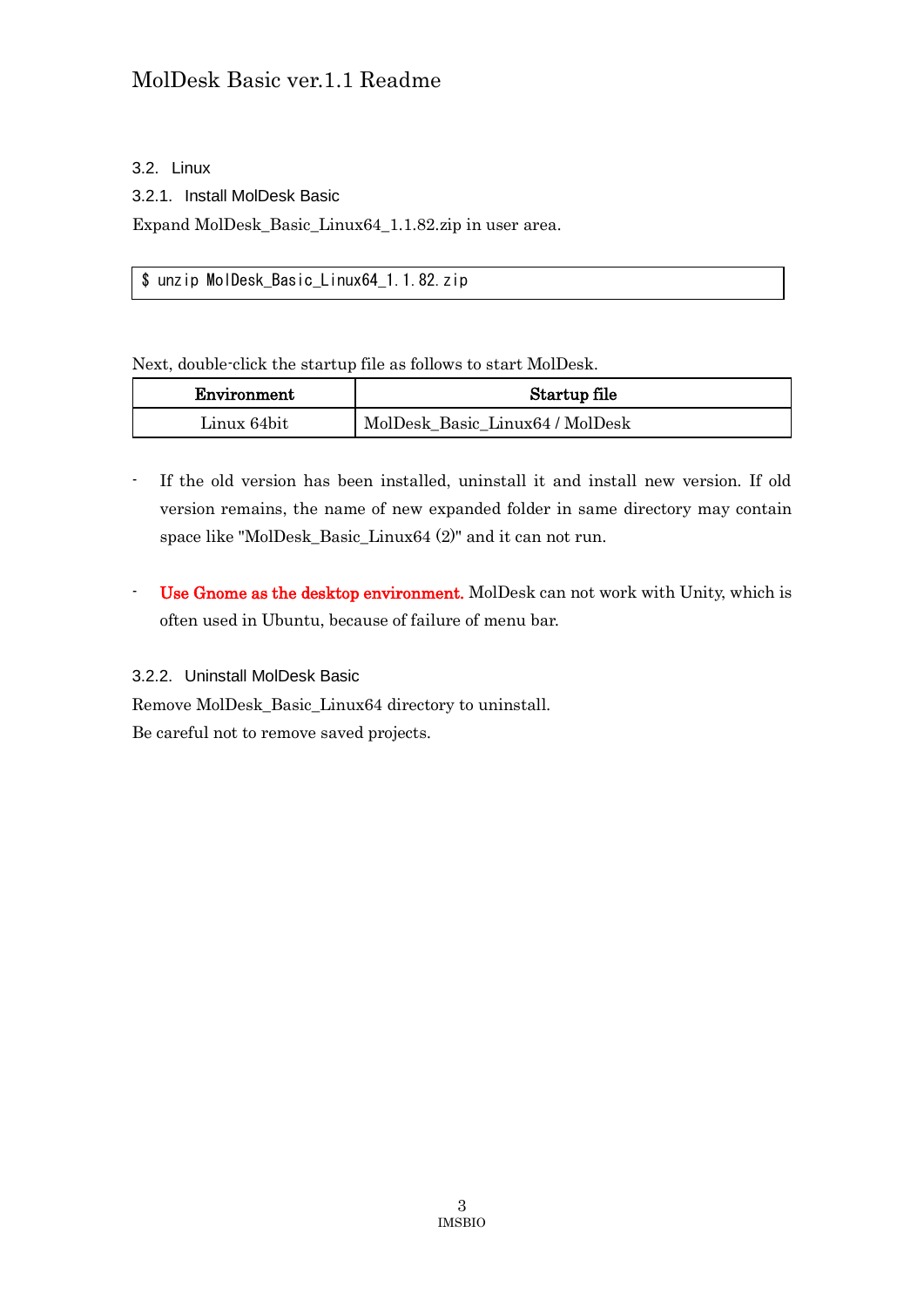## 3.2. Linux

### 3.2.1. Install MolDesk Basic

Expand MolDesk_Basic_Linux64_1.1.82.zip in user area.

```
$ unzip MolDesk_Basic_Linux64_1.1.82.zip
```

Next, double-click the startup file as follows to start MolDesk.

| Environment | Startup file |
|---|---|
| Linux 64bit | MolDesk_Basic_Linux64 / MolDesk |

- If the old version has been installed, uninstall it and install new version. If old version remains, the name of new expanded folder in same directory may contain space like "MolDesk_Basic_Linux64 (2)" and it can not run.

- Use Gnome as the desktop environment. MolDesk can not work with Unity, which is often used in Ubuntu, because of failure of menu bar.

### 3.2.2. Uninstall MolDesk Basic

Remove MolDesk_Basic_Linux64 directory to uninstall.

Be careful not to remove saved projects.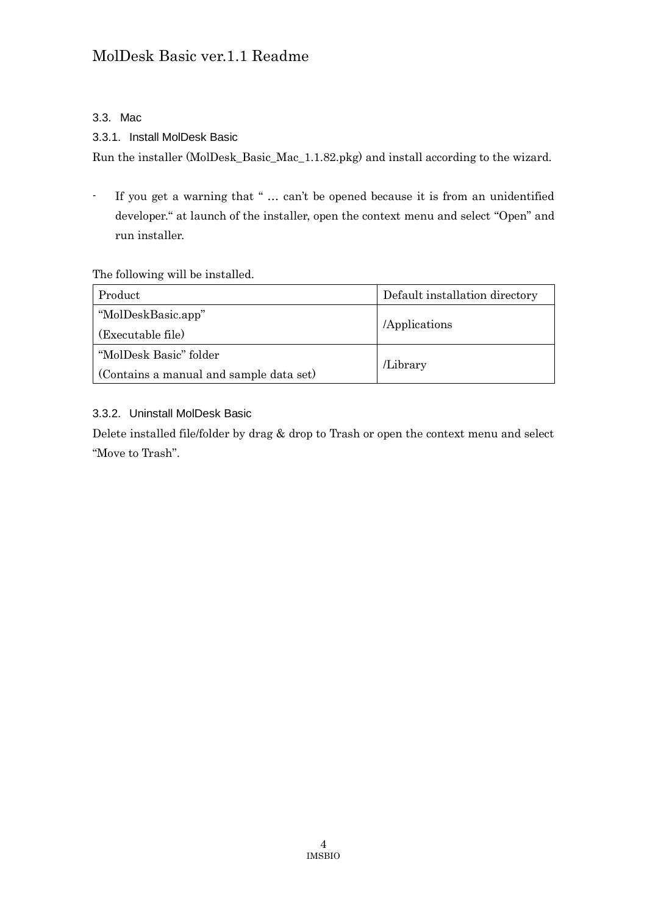### 3.3. Mac

#### 3.3.1. Install MolDesk Basic

Run the installer (MolDesk_Basic_Mac_1.1.82.pkg) and install according to the wizard.

- If you get a warning that " … can't be opened because it is from an unidentified developer." at launch of the installer, open the context menu and select "Open" and run installer.

The following will be installed.

| Product | Default installation directory |
|---|---|
| "MolDeskBasic.app"<br>(Executable file) | /Applications |
| "MolDesk Basic" folder<br>(Contains a manual and sample data set) | /Library |

#### 3.3.2. Uninstall MolDesk Basic

Delete installed file/folder by drag & drop to Trash or open the context menu and select "Move to Trash".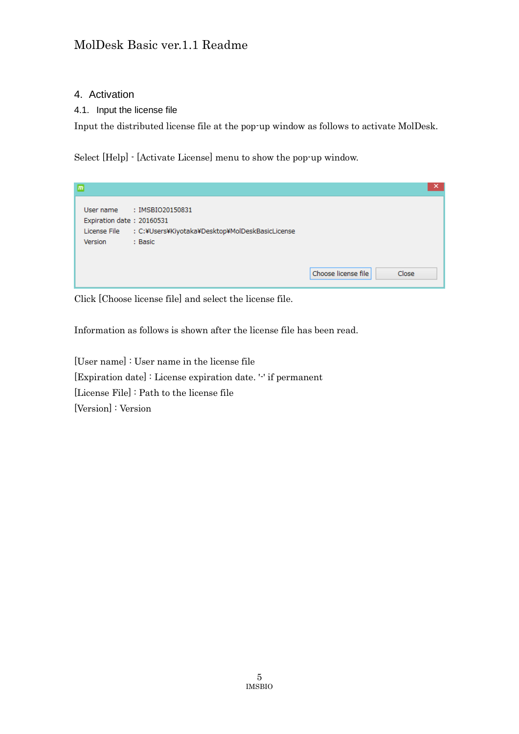## 4. Activation

### 4.1. Input the license file

Input the distributed license file at the pop-up window as follows to activate MolDesk.

Select [Help] - [Activate License] menu to show the pop-up window.

User name : IMSBIO20150831
Expiration date : 20160531
License File : C:¥Users¥Kiyotaka¥Desktop¥MolDeskBasicLicense
Version : Basic

Choose license file    Close

Click [Choose license file] and select the license file.

Information as follows is shown after the license file has been read.

[User name] : User name in the license file
[Expiration date] : License expiration date. '-' if permanent
[License File] : Path to the license file
[Version] : Version